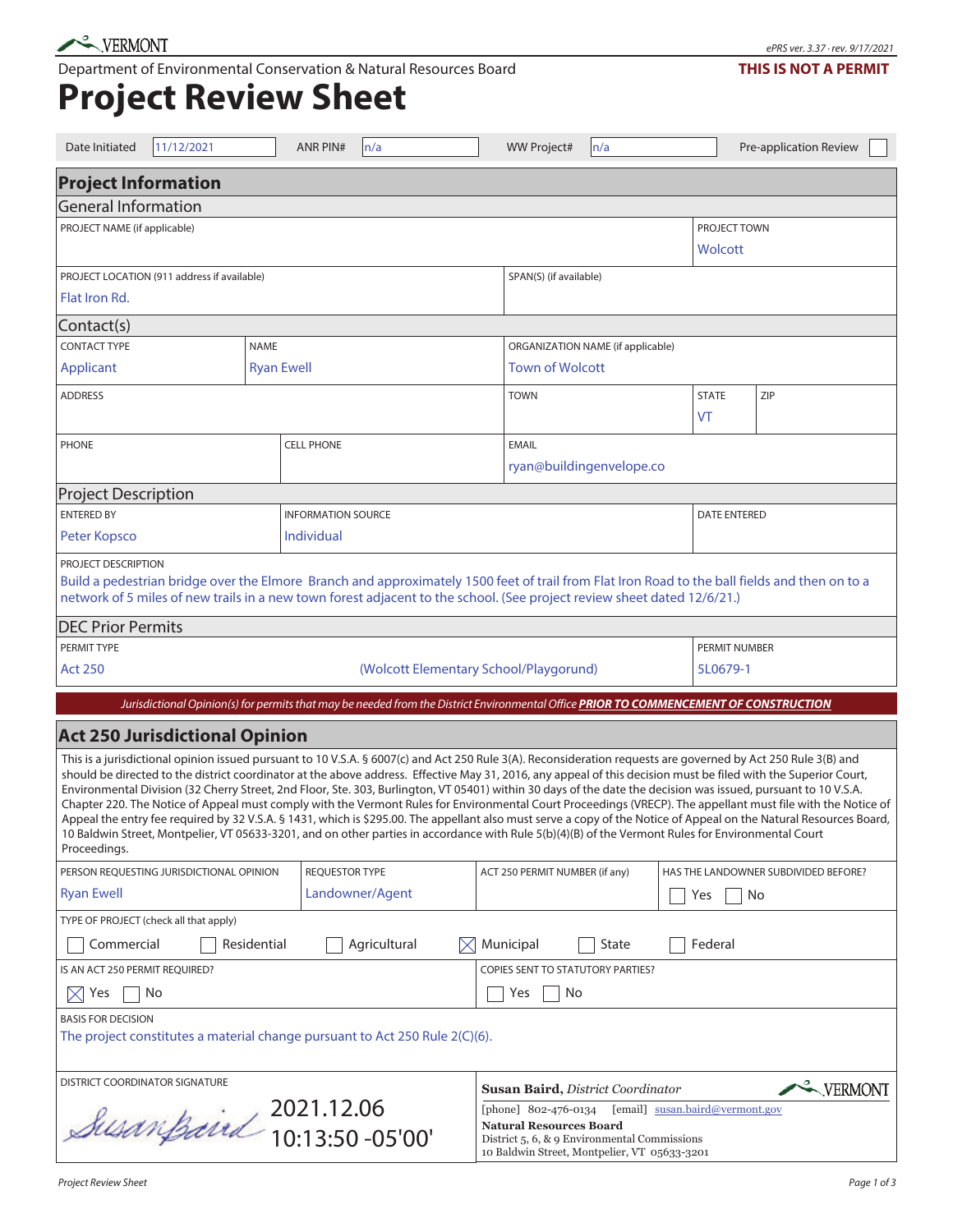VERMONT

ePRS ver. 3.37 · rev. 9/17/2021

Department of Environmental Conservation & Natural Resources Board

**THIS IS NOT A PERMIT**

# Project Review Sheet

| Date Initiated | 11/12/2021 | ANR PIN# | n/a | WW Project# | n/a | Pre-application Review ☐ |
|---|---|---|---|---|---|---|

## Project Information

### General Information

| PROJECT NAME (if applicable) | PROJECT TOWN |
|---|---|
| | Wolcott |

| PROJECT LOCATION (911 address if available) | SPAN(S) (if available) |
|---|---|
| Flat Iron Rd. | |

### Contact(s)

| CONTACT TYPE | NAME | ORGANIZATION NAME (if applicable) |
|---|---|---|
| Applicant | Ryan Ewell | Town of Wolcott |

| ADDRESS | TOWN | STATE | ZIP |
|---|---|---|---|
| | | VT | |

| PHONE | CELL PHONE | EMAIL |
|---|---|---|
| | | ryan@buildingenvelope.co |

### Project Description

| ENTERED BY | INFORMATION SOURCE | DATE ENTERED |
|---|---|---|
| Peter Kopsco | Individual | |

PROJECT DESCRIPTION

Build a pedestrian bridge over the Elmore Branch and approximately 1500 feet of trail from Flat Iron Road to the ball fields and then on to a network of 5 miles of new trails in a new town forest adjacent to the school. (See project review sheet dated 12/6/21.)

### DEC Prior Permits

| PERMIT TYPE | | PERMIT NUMBER |
|---|---|---|
| Act 250 | (Wolcott Elementary School/Playgorund) | 5L0679-1 |

*Jurisdictional Opinion(s) for permits that may be needed from the District Environmental Office **PRIOR TO COMMENCEMENT OF CONSTRUCTION***

## Act 250 Jurisdictional Opinion

This is a jurisdictional opinion issued pursuant to 10 V.S.A. § 6007(c) and Act 250 Rule 3(A). Reconsideration requests are governed by Act 250 Rule 3(B) and should be directed to the district coordinator at the above address. Effective May 31, 2016, any appeal of this decision must be filed with the Superior Court, Environmental Division (32 Cherry Street, 2nd Floor, Ste. 303, Burlington, VT 05401) within 30 days of the date the decision was issued, pursuant to 10 V.S.A. Chapter 220. The Notice of Appeal must comply with the Vermont Rules for Environmental Court Proceedings (VRECP). The appellant must file with the Notice of Appeal the entry fee required by 32 V.S.A. § 1431, which is $295.00. The appellant also must serve a copy of the Notice of Appeal on the Natural Resources Board, 10 Baldwin Street, Montpelier, VT 05633-3201, and on other parties in accordance with Rule 5(b)(4)(B) of the Vermont Rules for Environmental Court Proceedings.

| PERSON REQUESTING JURISDICTIONAL OPINION | REQUESTOR TYPE | ACT 250 PERMIT NUMBER (if any) | HAS THE LANDOWNER SUBDIVIDED BEFORE? |
|---|---|---|---|
| Ryan Ewell | Landowner/Agent | | ☐ Yes ☐ No |

TYPE OF PROJECT (check all that apply)

☐ Commercial ☐ Residential ☐ Agricultural ☒ Municipal ☐ State ☐ Federal

| IS AN ACT 250 PERMIT REQUIRED? | COPIES SENT TO STATUTORY PARTIES? |
|---|---|
| ☒ Yes ☐ No | ☐ Yes ☐ No |

BASIS FOR DECISION

The project constitutes a material change pursuant to Act 250 Rule 2(C)(6).

| DISTRICT COORDINATOR SIGNATURE | |
|---|---|
| Susan Baird 2021.12.06 10:13:50 -05'00' | **Susan Baird,** *District Coordinator* [phone] 802-476-0134 [email] susan.baird@vermont.gov **Natural Resources Board** District 5, 6, & 9 Environmental Commissions 10 Baldwin Street, Montpelier, VT 05633-3201 |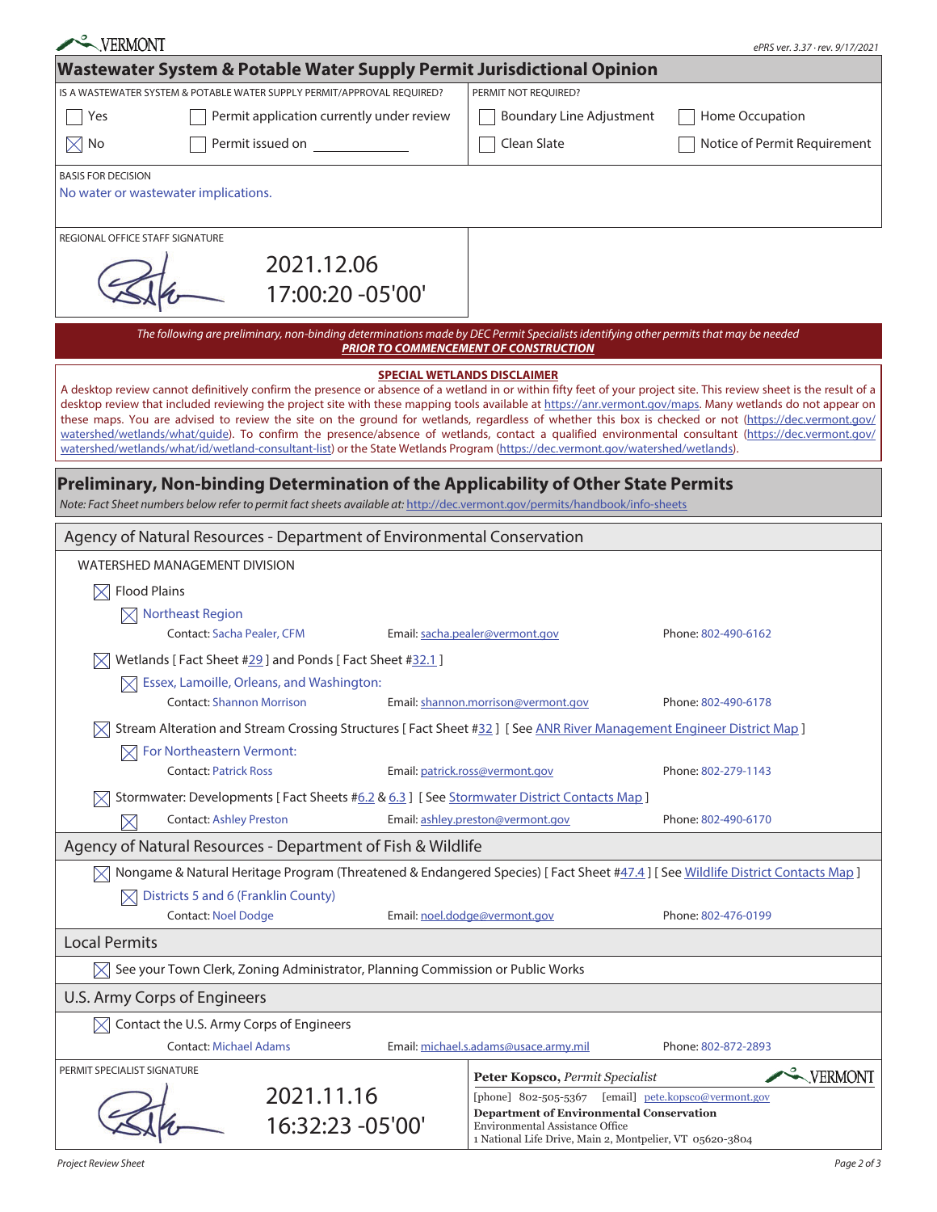VERMONT

ePRS ver. 3.37 · rev. 9/17/2021

## Wastewater System & Potable Water Supply Permit Jurisdictional Opinion

| IS A WASTEWATER SYSTEM & POTABLE WATER SUPPLY PERMIT/APPROVAL REQUIRED? | | PERMIT NOT REQUIRED? | |
|---|---|---|---|
| ☐ Yes | ☐ Permit application currently under review | ☐ Boundary Line Adjustment | ☐ Home Occupation |
| ☒ No | ☐ Permit issued on ____________ | ☐ Clean Slate | ☐ Notice of Permit Requirement |

BASIS FOR DECISION

No water or wastewater implications.

REGIONAL OFFICE STAFF SIGNATURE

2021.12.06 17:00:20 -05'00'

*The following are preliminary, non-binding determinations made by DEC Permit Specialists identifying other permits that may be needed* ***PRIOR TO COMMENCEMENT OF CONSTRUCTION***

**SPECIAL WETLANDS DISCLAIMER**

A desktop review cannot definitively confirm the presence or absence of a wetland in or within fifty feet of your project site. This review sheet is the result of a desktop review that included reviewing the project site with these mapping tools available at https://anr.vermont.gov/maps. Many wetlands do not appear on these maps. You are advised to review the site on the ground for wetlands, regardless of whether this box is checked or not (https://dec.vermont.gov/watershed/wetlands/what/guide). To confirm the presence/absence of wetlands, contact a qualified environmental consultant (https://dec.vermont.gov/watershed/wetlands/what/id/wetland-consultant-list) or the State Wetlands Program (https://dec.vermont.gov/watershed/wetlands).

## Preliminary, Non-binding Determination of the Applicability of Other State Permits

*Note: Fact Sheet numbers below refer to permit fact sheets available at: http://dec.vermont.gov/permits/handbook/info-sheets*

### Agency of Natural Resources - Department of Environmental Conservation

WATERSHED MANAGEMENT DIVISION

☒ Flood Plains

☒ Northeast Region

| Contact: Sacha Pealer, CFM | Email: sacha.pealer@vermont.gov | Phone: 802-490-6162 |
|---|---|---|

☒ Wetlands [ Fact Sheet #29 ] and Ponds [ Fact Sheet #32.1 ]

☒ Essex, Lamoille, Orleans, and Washington:

| Contact: Shannon Morrison | Email: shannon.morrison@vermont.gov | Phone: 802-490-6178 |
|---|---|---|

☒ Stream Alteration and Stream Crossing Structures [ Fact Sheet #32 ] [ See ANR River Management Engineer District Map ]

☒ For Northeastern Vermont:

| Contact: Patrick Ross | Email: patrick.ross@vermont.gov | Phone: 802-279-1143 |
|---|---|---|

☒ Stormwater: Developments [ Fact Sheets #6.2 & 6.3 ] [ See Stormwater District Contacts Map ]

| ☒ Contact: Ashley Preston | Email: ashley.preston@vermont.gov | Phone: 802-490-6170 |
|---|---|---|

### Agency of Natural Resources - Department of Fish & Wildlife

☒ Nongame & Natural Heritage Program (Threatened & Endangered Species) [ Fact Sheet #47.4 ] [ See Wildlife District Contacts Map ]

☒ Districts 5 and 6 (Franklin County)

| Contact: Noel Dodge | Email: noel.dodge@vermont.gov | Phone: 802-476-0199 |
|---|---|---|

### Local Permits

☒ See your Town Clerk, Zoning Administrator, Planning Commission or Public Works

### U.S. Army Corps of Engineers

☒ Contact the U.S. Army Corps of Engineers

| Contact: Michael Adams | Email: michael.s.adams@usace.army.mil | Phone: 802-872-2893 |
|---|---|---|

PERMIT SPECIALIST SIGNATURE

2021.11.16 16:32:23 -05'00'

**Peter Kopsco,** *Permit Specialist*
[phone] 802-505-5367 [email] pete.kopsco@vermont.gov
**Department of Environmental Conservation**
Environmental Assistance Office
1 National Life Drive, Main 2, Montpelier, VT 05620-3804

Project Review Sheet